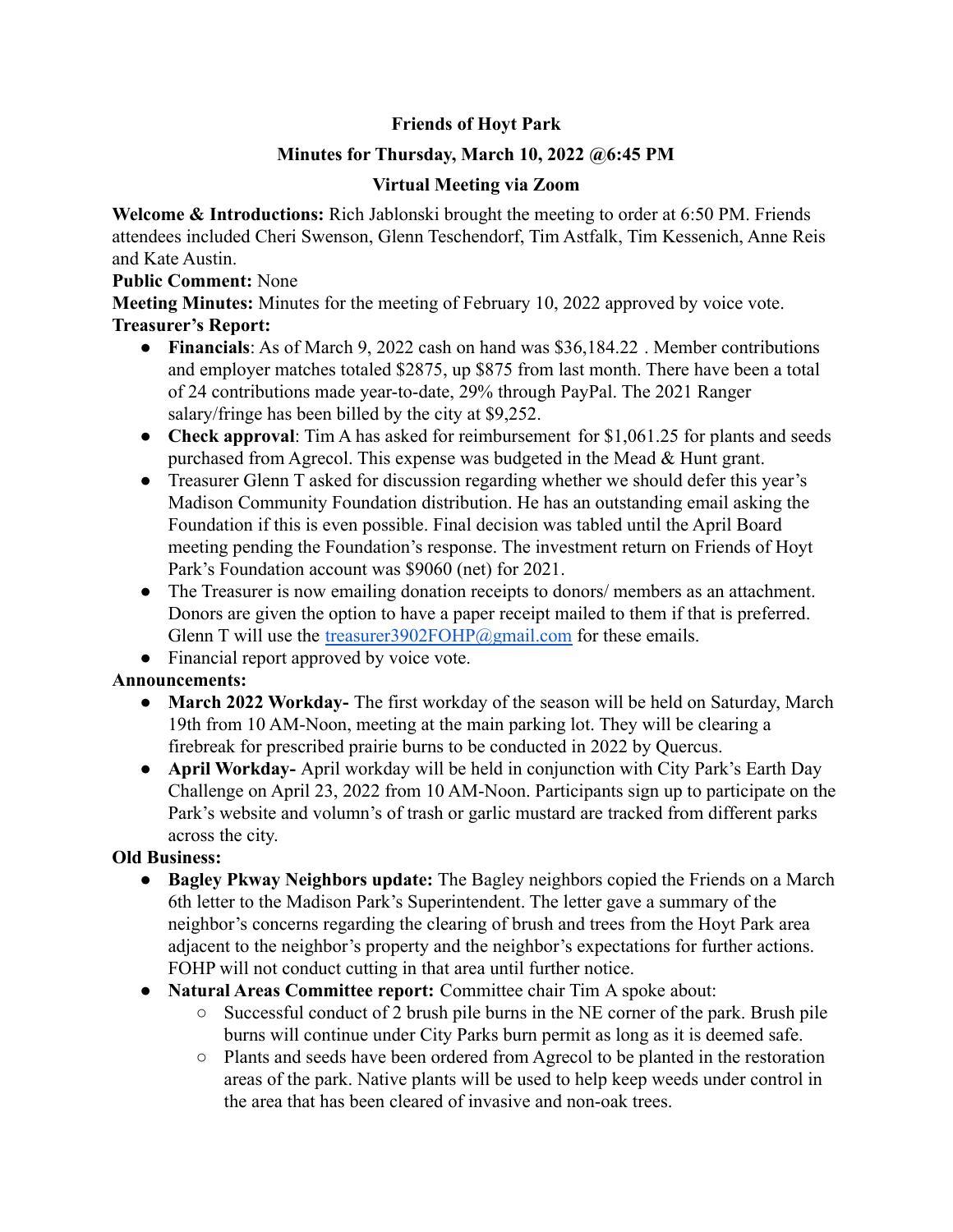**Friends of Hoyt Park**

**Minutes for Thursday, March 10, 2022 @6:45 PM**

**Virtual Meeting via Zoom**

**Welcome & Introductions:** Rich Jablonski brought the meeting to order at 6:50 PM. Friends attendees included Cheri Swenson, Glenn Teschendorf, Tim Astfalk, Tim Kessenich, Anne Reis and Kate Austin.

**Public Comment:** None

**Meeting Minutes:** Minutes for the meeting of February 10, 2022 approved by voice vote.

**Treasurer's Report:**

- **Financials**: As of March 9, 2022 cash on hand was $36,184.22 . Member contributions and employer matches totaled $2875, up $875 from last month. There have been a total of 24 contributions made year-to-date, 29% through PayPal. The 2021 Ranger salary/fringe has been billed by the city at $9,252.
- **Check approval**: Tim A has asked for reimbursement for $1,061.25 for plants and seeds purchased from Agrecol. This expense was budgeted in the Mead & Hunt grant.
- Treasurer Glenn T asked for discussion regarding whether we should defer this year's Madison Community Foundation distribution. He has an outstanding email asking the Foundation if this is even possible. Final decision was tabled until the April Board meeting pending the Foundation's response. The investment return on Friends of Hoyt Park's Foundation account was $9060 (net) for 2021.
- The Treasurer is now emailing donation receipts to donors/ members as an attachment. Donors are given the option to have a paper receipt mailed to them if that is preferred. Glenn T will use the treasurer3902FOHP@gmail.com for these emails.
- Financial report approved by voice vote.

**Announcements:**

- **March 2022 Workday-** The first workday of the season will be held on Saturday, March 19th from 10 AM-Noon, meeting at the main parking lot. They will be clearing a firebreak for prescribed prairie burns to be conducted in 2022 by Quercus.
- **April Workday-** April workday will be held in conjunction with City Park's Earth Day Challenge on April 23, 2022 from 10 AM-Noon. Participants sign up to participate on the Park's website and volumn's of trash or garlic mustard are tracked from different parks across the city.

**Old Business:**

- **Bagley Pkway Neighbors update:** The Bagley neighbors copied the Friends on a March 6th letter to the Madison Park's Superintendent. The letter gave a summary of the neighbor's concerns regarding the clearing of brush and trees from the Hoyt Park area adjacent to the neighbor's property and the neighbor's expectations for further actions. FOHP will not conduct cutting in that area until further notice.
- **Natural Areas Committee report:** Committee chair Tim A spoke about:
  - Successful conduct of 2 brush pile burns in the NE corner of the park. Brush pile burns will continue under City Parks burn permit as long as it is deemed safe.
  - Plants and seeds have been ordered from Agrecol to be planted in the restoration areas of the park. Native plants will be used to help keep weeds under control in the area that has been cleared of invasive and non-oak trees.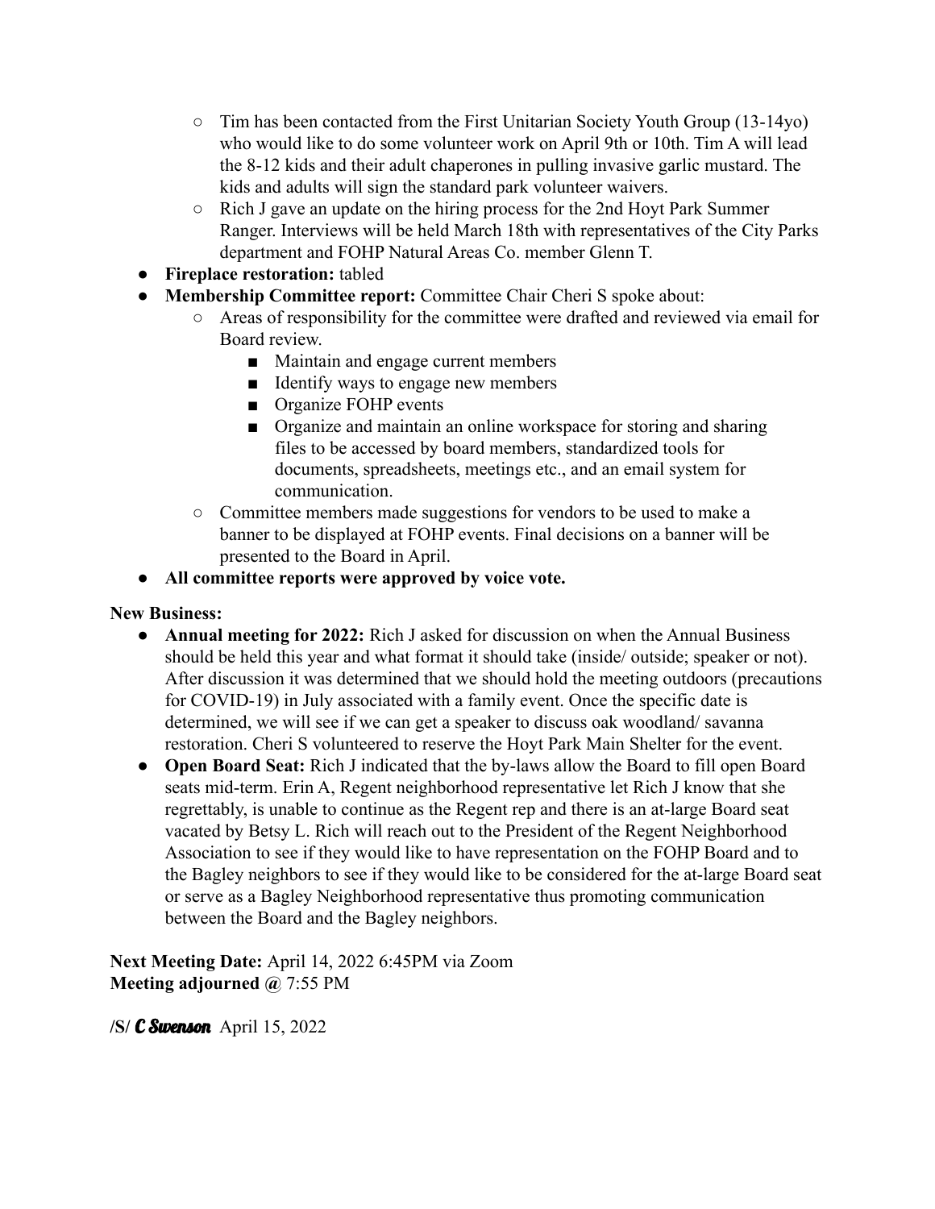- Tim has been contacted from the First Unitarian Society Youth Group (13-14yo) who would like to do some volunteer work on April 9th or 10th. Tim A will lead the 8-12 kids and their adult chaperones in pulling invasive garlic mustard. The kids and adults will sign the standard park volunteer waivers.
    - Rich J gave an update on the hiring process for the 2nd Hoyt Park Summer Ranger. Interviews will be held March 18th with representatives of the City Parks department and FOHP Natural Areas Co. member Glenn T.
- **Fireplace restoration:** tabled
- **Membership Committee report:** Committee Chair Cheri S spoke about:
    - Areas of responsibility for the committee were drafted and reviewed via email for Board review.
        - Maintain and engage current members
        - Identify ways to engage new members
        - Organize FOHP events
        - Organize and maintain an online workspace for storing and sharing files to be accessed by board members, standardized tools for documents, spreadsheets, meetings etc., and an email system for communication.
    - Committee members made suggestions for vendors to be used to make a banner to be displayed at FOHP events. Final decisions on a banner will be presented to the Board in April.
- **All committee reports were approved by voice vote.**

**New Business:**

- **Annual meeting for 2022:** Rich J asked for discussion on when the Annual Business should be held this year and what format it should take (inside/ outside; speaker or not). After discussion it was determined that we should hold the meeting outdoors (precautions for COVID-19) in July associated with a family event. Once the specific date is determined, we will see if we can get a speaker to discuss oak woodland/ savanna restoration. Cheri S volunteered to reserve the Hoyt Park Main Shelter for the event.
- **Open Board Seat:** Rich J indicated that the by-laws allow the Board to fill open Board seats mid-term. Erin A, Regent neighborhood representative let Rich J know that she regrettably, is unable to continue as the Regent rep and there is an at-large Board seat vacated by Betsy L. Rich will reach out to the President of the Regent Neighborhood Association to see if they would like to have representation on the FOHP Board and to the Bagley neighbors to see if they would like to be considered for the at-large Board seat or serve as a Bagley Neighborhood representative thus promoting communication between the Board and the Bagley neighbors.

**Next Meeting Date:** April 14, 2022 6:45PM via Zoom
**Meeting adjourned @** 7:55 PM

**/S/** ***C Swenson*** April 15, 2022